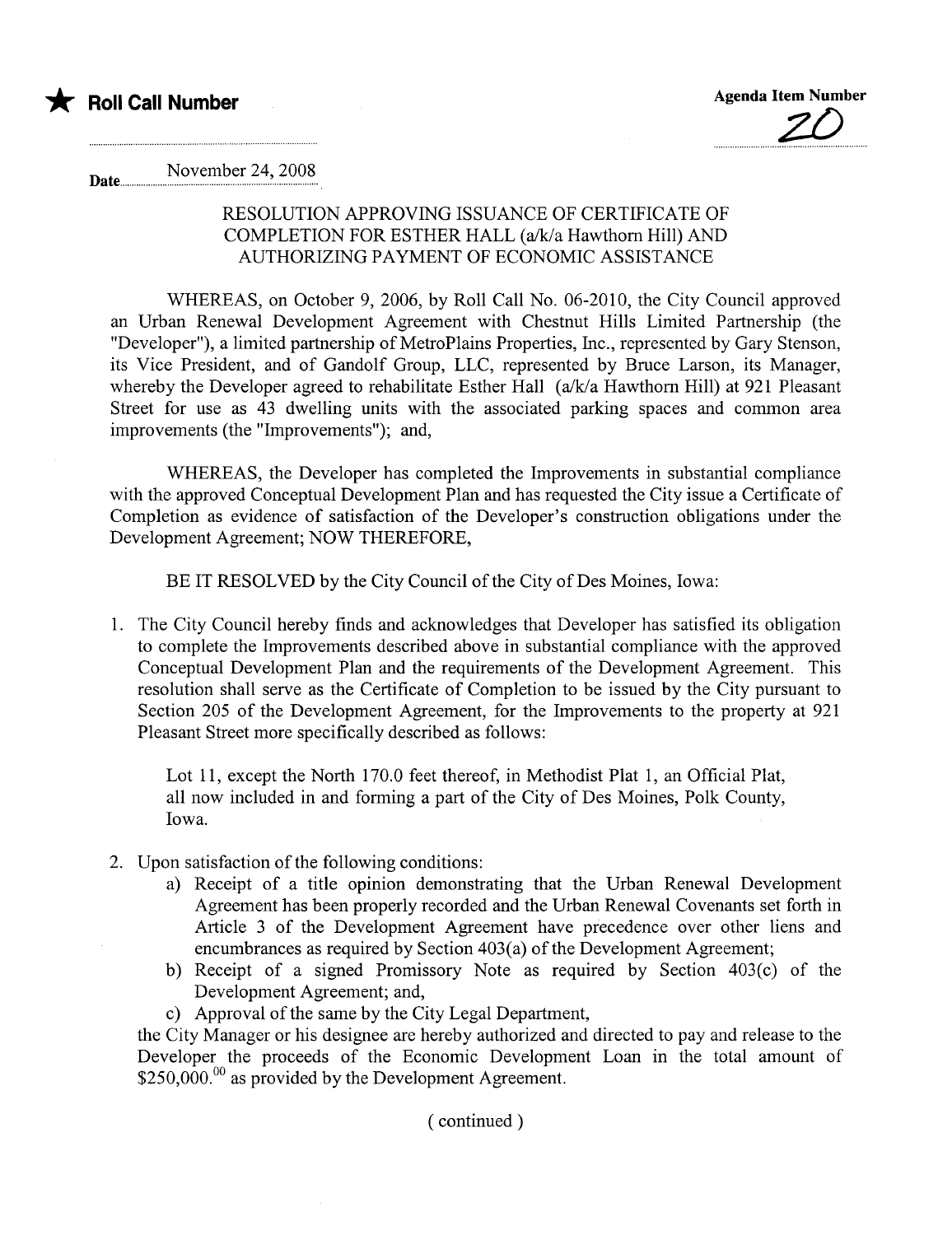★ **Roll Call Number**

**Agenda Item Number**

20

Date November 24, 2008

RESOLUTION APPROVING ISSUANCE OF CERTIFICATE OF COMPLETION FOR ESTHER HALL (a/k/a Hawthorn Hill) AND AUTHORIZING PAYMENT OF ECONOMIC ASSISTANCE

WHEREAS, on October 9, 2006, by Roll Call No. 06-2010, the City Council approved an Urban Renewal Development Agreement with Chestnut Hills Limited Partnership (the "Developer"), a limited partnership of MetroPlains Properties, Inc., represented by Gary Stenson, its Vice President, and of Gandolf Group, LLC, represented by Bruce Larson, its Manager, whereby the Developer agreed to rehabilitate Esther Hall (a/k/a Hawthorn Hill) at 921 Pleasant Street for use as 43 dwelling units with the associated parking spaces and common area improvements (the "Improvements"); and,

WHEREAS, the Developer has completed the Improvements in substantial compliance with the approved Conceptual Development Plan and has requested the City issue a Certificate of Completion as evidence of satisfaction of the Developer's construction obligations under the Development Agreement; NOW THEREFORE,

BE IT RESOLVED by the City Council of the City of Des Moines, Iowa:

1. The City Council hereby finds and acknowledges that Developer has satisfied its obligation to complete the Improvements described above in substantial compliance with the approved Conceptual Development Plan and the requirements of the Development Agreement. This resolution shall serve as the Certificate of Completion to be issued by the City pursuant to Section 205 of the Development Agreement, for the Improvements to the property at 921 Pleasant Street more specifically described as follows:

   Lot 11, except the North 170.0 feet thereof, in Methodist Plat 1, an Official Plat, all now included in and forming a part of the City of Des Moines, Polk County, Iowa.

2. Upon satisfaction of the following conditions:
   a) Receipt of a title opinion demonstrating that the Urban Renewal Development Agreement has been properly recorded and the Urban Renewal Covenants set forth in Article 3 of the Development Agreement have precedence over other liens and encumbrances as required by Section 403(a) of the Development Agreement;
   b) Receipt of a signed Promissory Note as required by Section 403(c) of the Development Agreement; and,
   c) Approval of the same by the City Legal Department,

   the City Manager or his designee are hereby authorized and directed to pay and release to the Developer the proceeds of the Economic Development Loan in the total amount of $250,000.00 as provided by the Development Agreement.

( continued )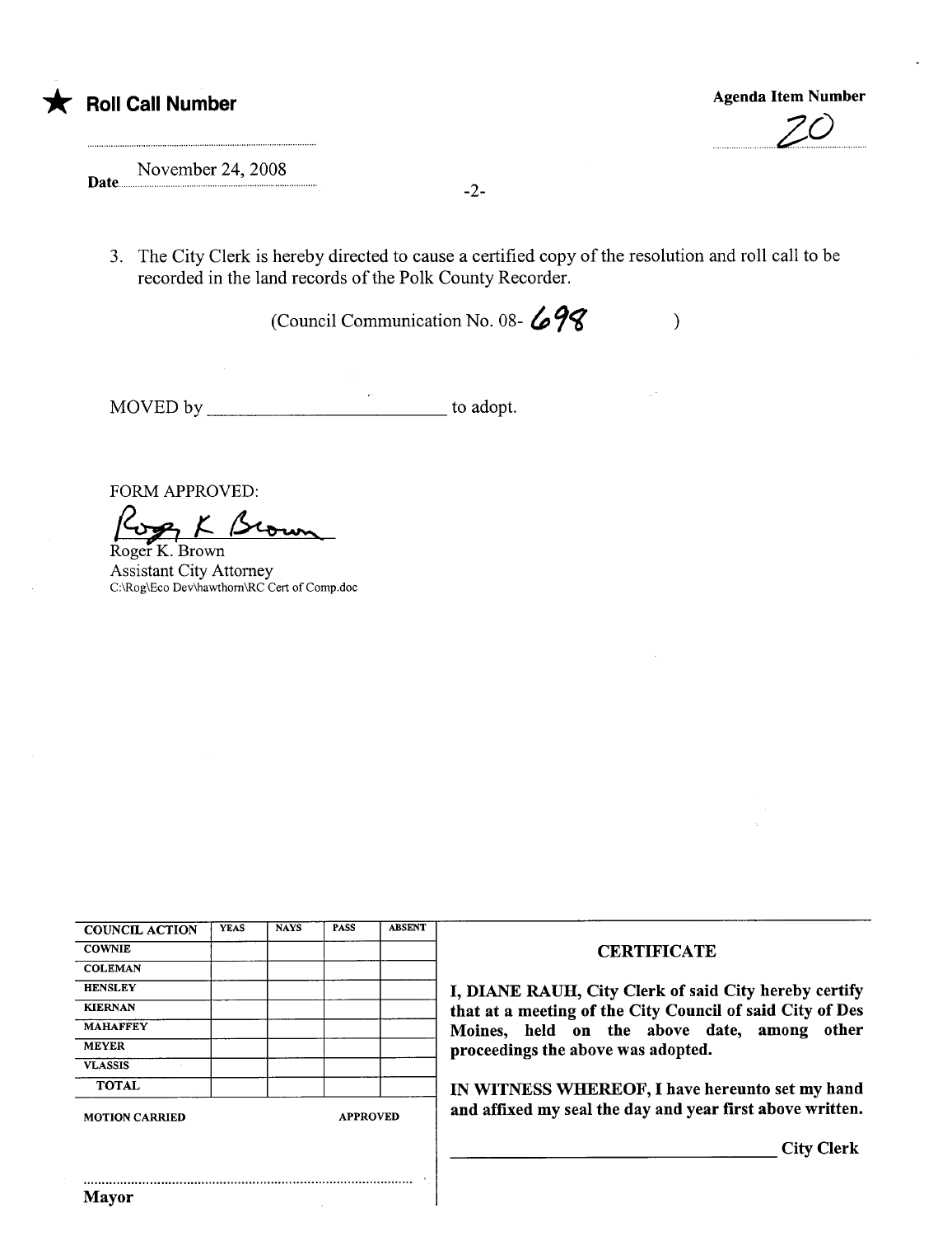★ **Roll Call Number**

**Agenda Item Number**

20

Date November 24, 2008

3. The City Clerk is hereby directed to cause a certified copy of the resolution and roll call to be recorded in the land records of the Polk County Recorder.

(Council Communication No. 08- 698 )

MOVED by ___________________________ to adopt.

FORM APPROVED:

Roger K. Brown
Assistant City Attorney
C:\Rog\Eco Dev\hawthorn\RC Cert of Comp.doc

| COUNCIL ACTION | YEAS | NAYS | PASS | ABSENT |
|---|---|---|---|---|
| COWNIE | | | | |
| COLEMAN | | | | |
| HENSLEY | | | | |
| KIERNAN | | | | |
| MAHAFFEY | | | | |
| MEYER | | | | |
| VLASSIS | | | | |
| TOTAL | | | | |

MOTION CARRIED APPROVED

..........................................................................................
**Mayor**

**CERTIFICATE**

**I, DIANE RAUH, City Clerk of said City hereby certify that at a meeting of the City Council of said City of Des Moines, held on the above date, among other proceedings the above was adopted.**

**IN WITNESS WHEREOF, I have hereunto set my hand and affixed my seal the day and year first above written.**

_______________________________ **City Clerk**